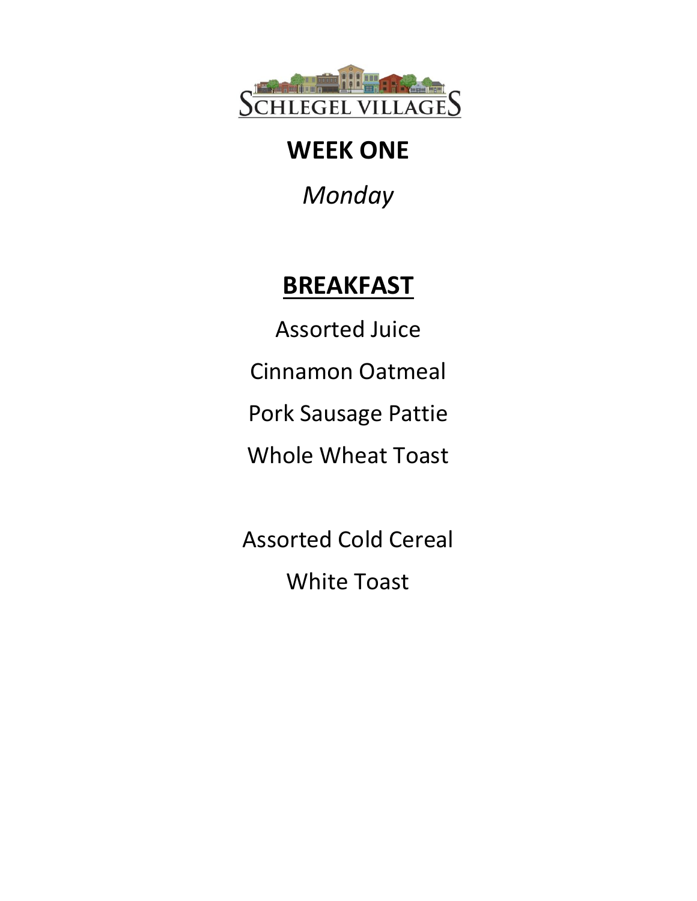SCHLEGEL VILLAGES

# WEEK ONE

*Monday*

## BREAKFAST

Assorted Juice

Cinnamon Oatmeal

Pork Sausage Pattie

Whole Wheat Toast

Assorted Cold Cereal

White Toast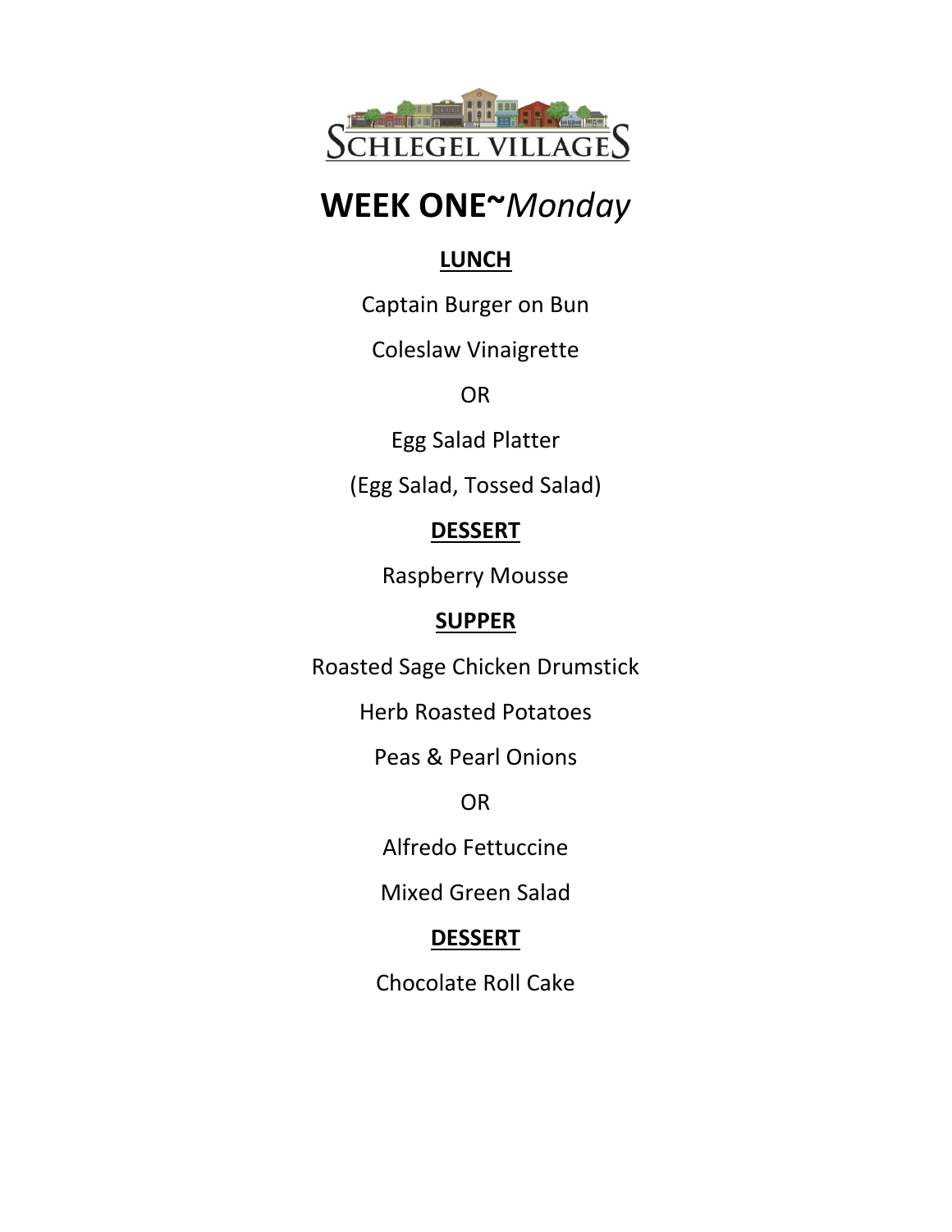# WEEK ONE~*Monday*

**LUNCH**

Captain Burger on Bun

Coleslaw Vinaigrette

OR

Egg Salad Platter

(Egg Salad, Tossed Salad)

**DESSERT**

Raspberry Mousse

**SUPPER**

Roasted Sage Chicken Drumstick

Herb Roasted Potatoes

Peas & Pearl Onions

OR

Alfredo Fettuccine

Mixed Green Salad

**DESSERT**

Chocolate Roll Cake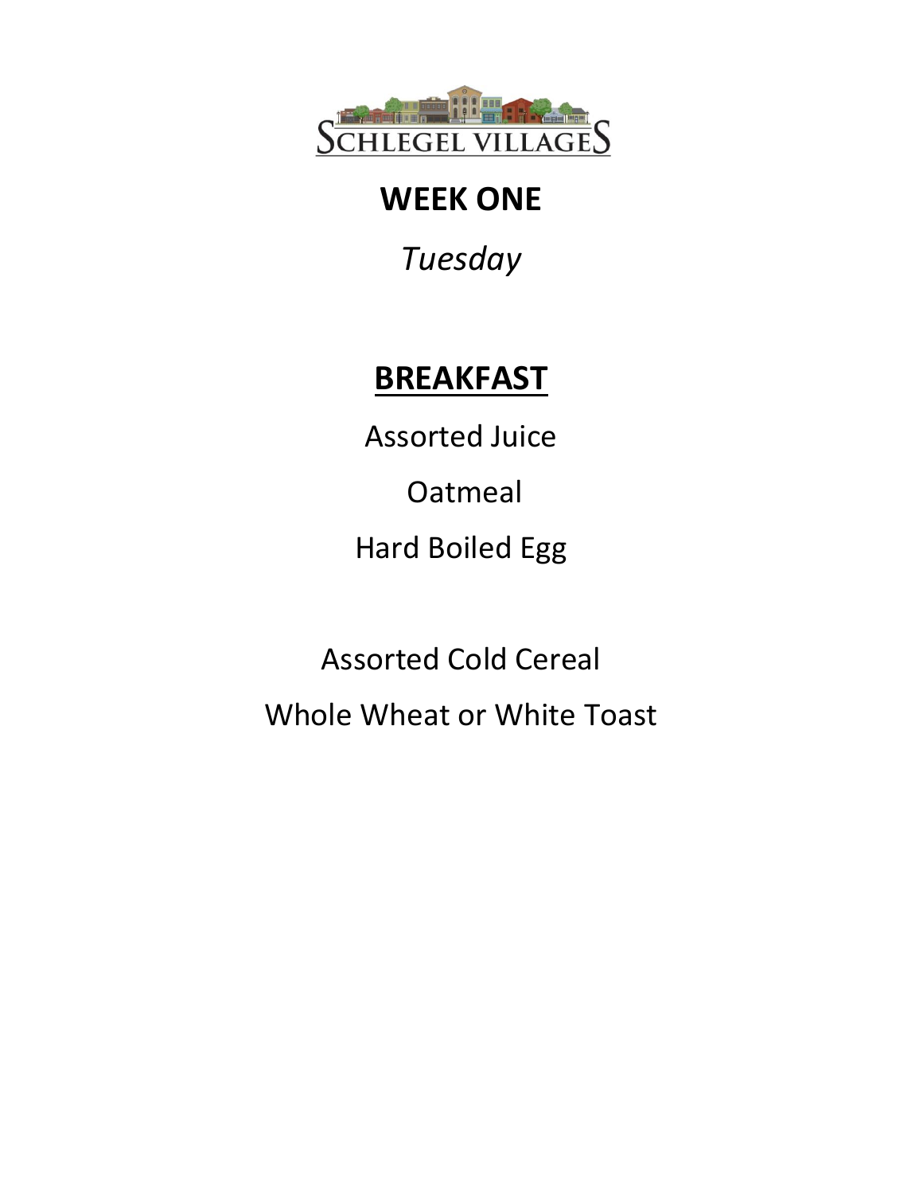SCHLEGEL VILLAGES

# WEEK ONE

*Tuesday*

## BREAKFAST

Assorted Juice

Oatmeal

Hard Boiled Egg

Assorted Cold Cereal

Whole Wheat or White Toast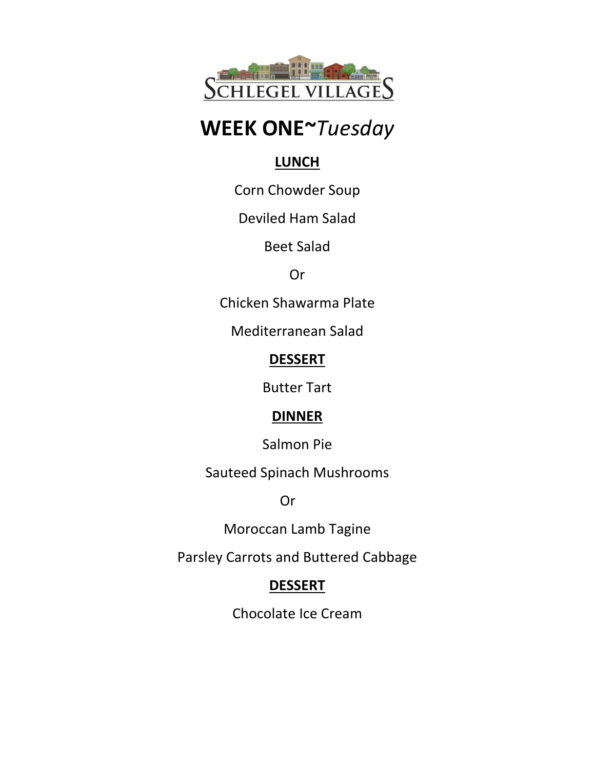SCHLEGEL VILLAGES

# WEEK ONE~*Tuesday*

## LUNCH

Corn Chowder Soup

Deviled Ham Salad

Beet Salad

Or

Chicken Shawarma Plate

Mediterranean Salad

## DESSERT

Butter Tart

## DINNER

Salmon Pie

Sauteed Spinach Mushrooms

Or

Moroccan Lamb Tagine

Parsley Carrots and Buttered Cabbage

## DESSERT

Chocolate Ice Cream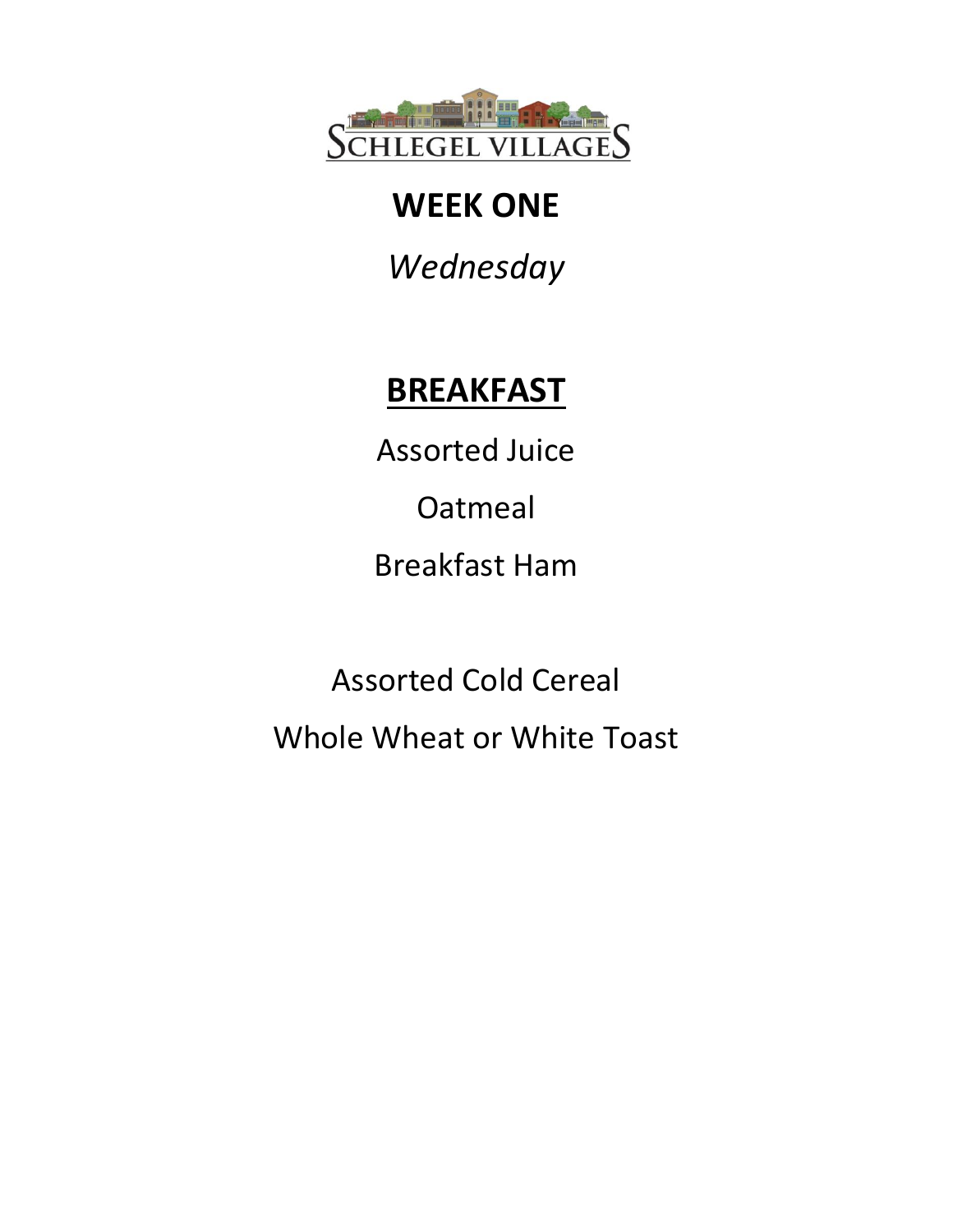SCHLEGEL VILLAGES

# WEEK ONE

*Wednesday*

## BREAKFAST

Assorted Juice

Oatmeal

Breakfast Ham

Assorted Cold Cereal

Whole Wheat or White Toast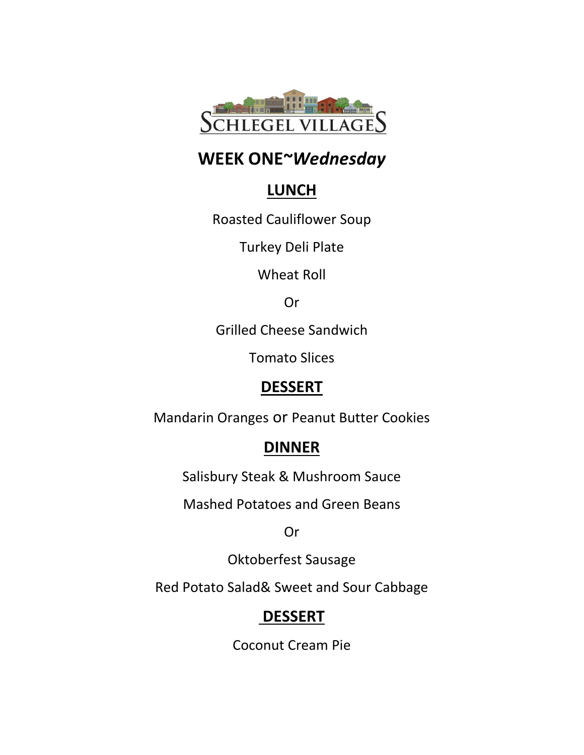SCHLEGEL VILLAGES

# WEEK ONE~*Wednesday*

## LUNCH

Roasted Cauliflower Soup

Turkey Deli Plate

Wheat Roll

Or

Grilled Cheese Sandwich

Tomato Slices

## DESSERT

Mandarin Oranges or Peanut Butter Cookies

## DINNER

Salisbury Steak & Mushroom Sauce

Mashed Potatoes and Green Beans

Or

Oktoberfest Sausage

Red Potato Salad& Sweet and Sour Cabbage

## DESSERT

Coconut Cream Pie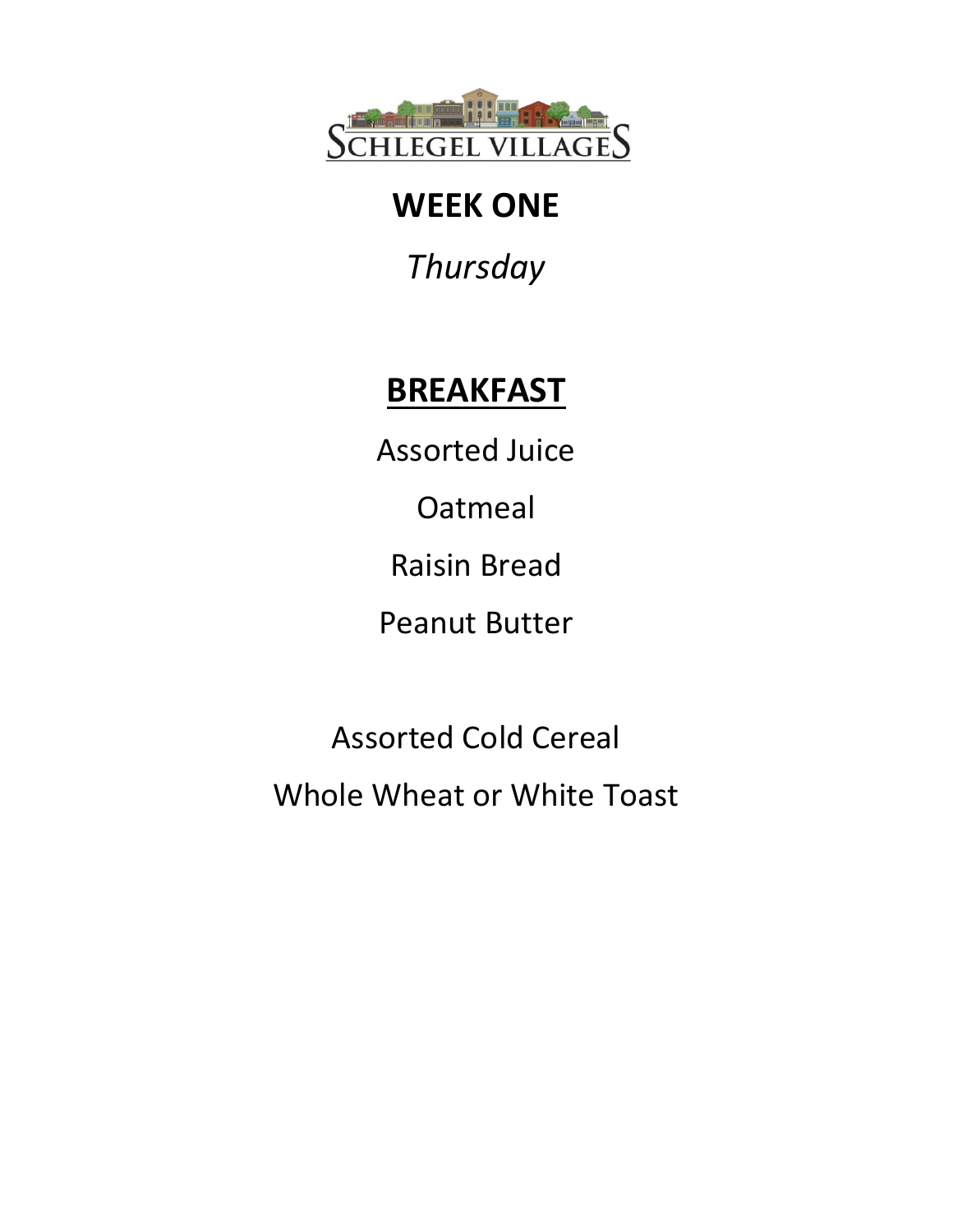SCHLEGEL VILLAGES

# WEEK ONE

*Thursday*

## BREAKFAST

Assorted Juice

Oatmeal

Raisin Bread

Peanut Butter

Assorted Cold Cereal

Whole Wheat or White Toast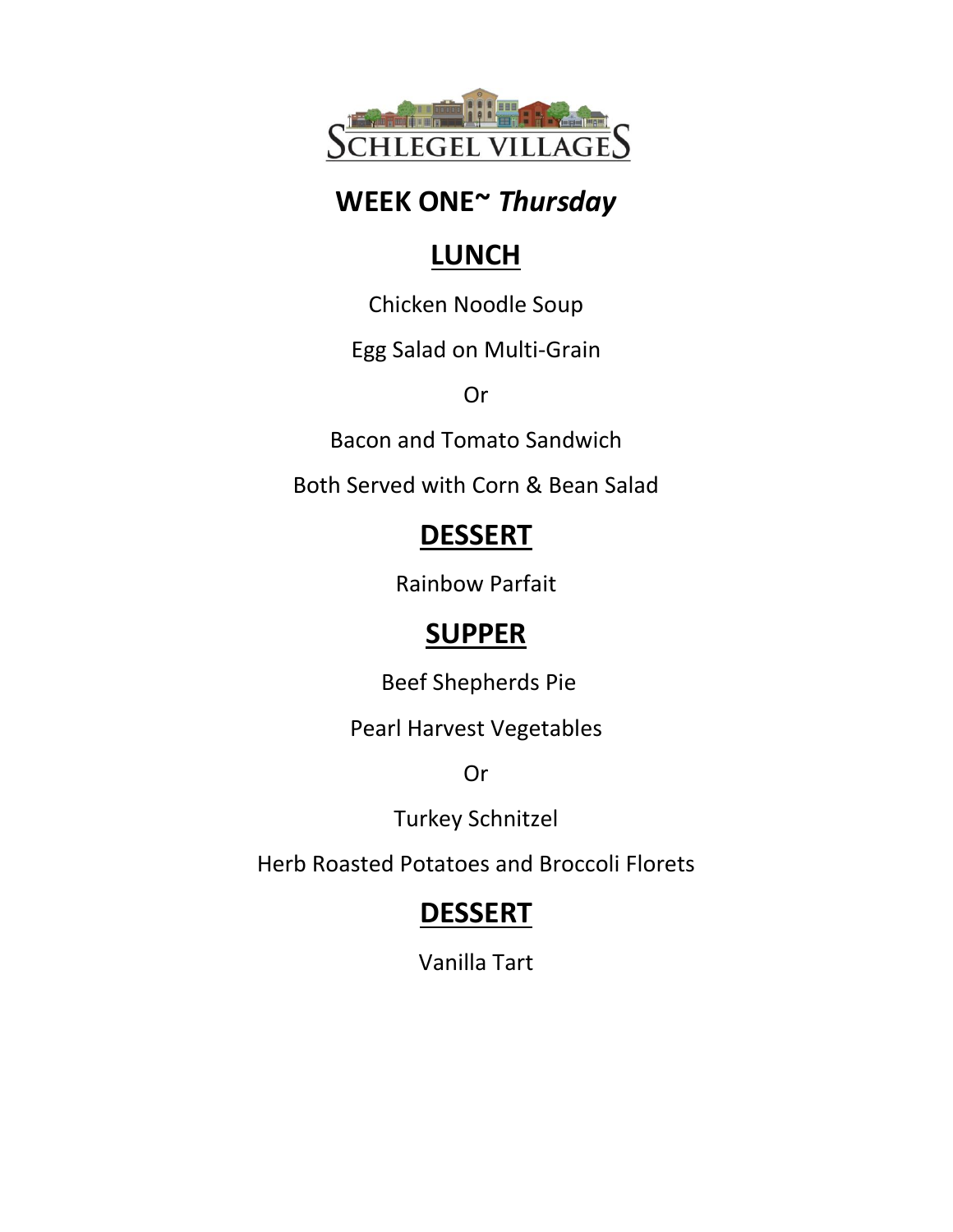# WEEK ONE~ *Thursday*

## LUNCH

Chicken Noodle Soup

Egg Salad on Multi-Grain

Or

Bacon and Tomato Sandwich

Both Served with Corn & Bean Salad

## DESSERT

Rainbow Parfait

## SUPPER

Beef Shepherds Pie

Pearl Harvest Vegetables

Or

Turkey Schnitzel

Herb Roasted Potatoes and Broccoli Florets

## DESSERT

Vanilla Tart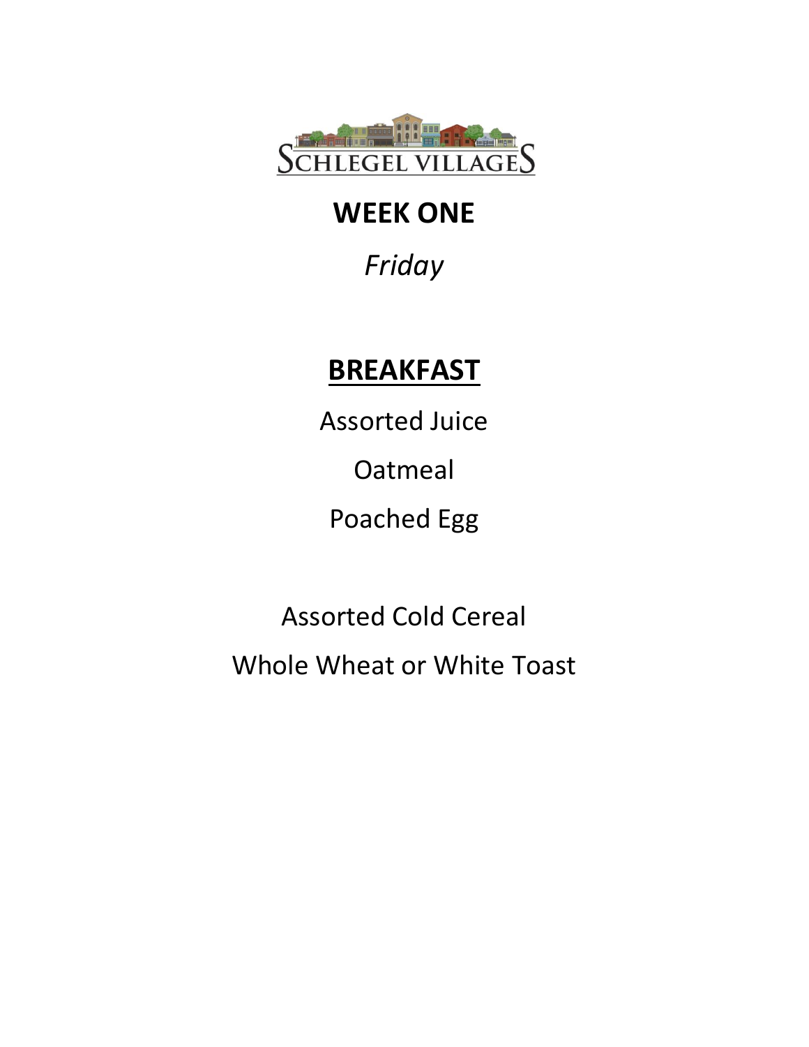# WEEK ONE

*Friday*

## BREAKFAST

Assorted Juice

Oatmeal

Poached Egg

Assorted Cold Cereal

Whole Wheat or White Toast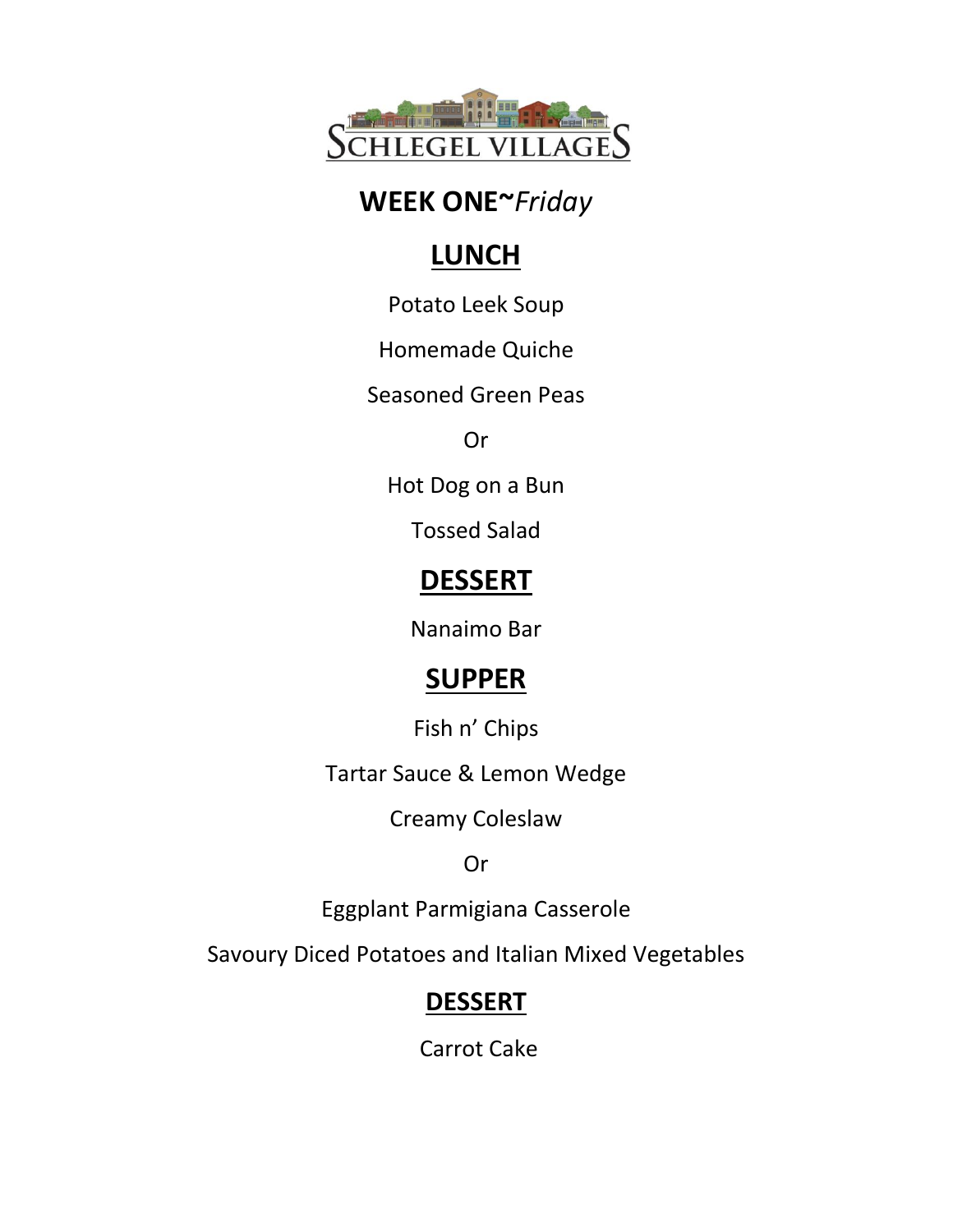SCHLEGEL VILLAGES

# WEEK ONE~*Friday*

## LUNCH

Potato Leek Soup

Homemade Quiche

Seasoned Green Peas

Or

Hot Dog on a Bun

Tossed Salad

## DESSERT

Nanaimo Bar

## SUPPER

Fish n' Chips

Tartar Sauce & Lemon Wedge

Creamy Coleslaw

Or

Eggplant Parmigiana Casserole

Savoury Diced Potatoes and Italian Mixed Vegetables

## DESSERT

Carrot Cake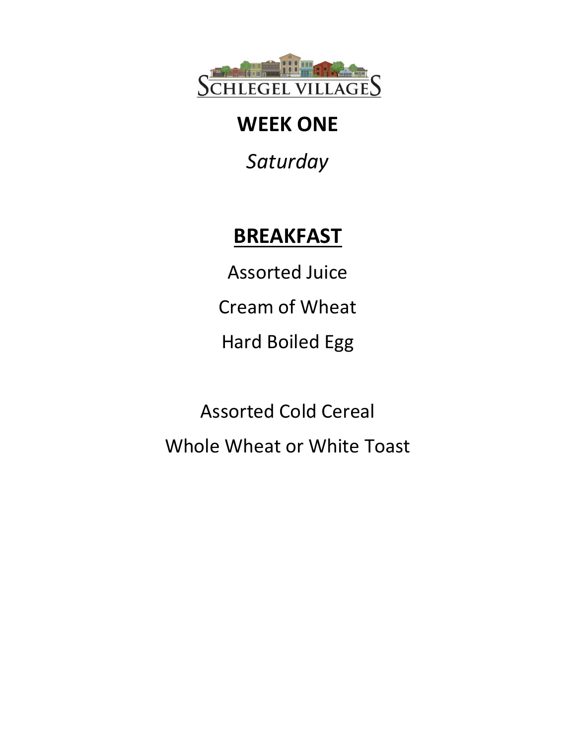SCHLEGEL VILLAGES

# WEEK ONE

*Saturday*

## BREAKFAST

Assorted Juice

Cream of Wheat

Hard Boiled Egg

Assorted Cold Cereal

Whole Wheat or White Toast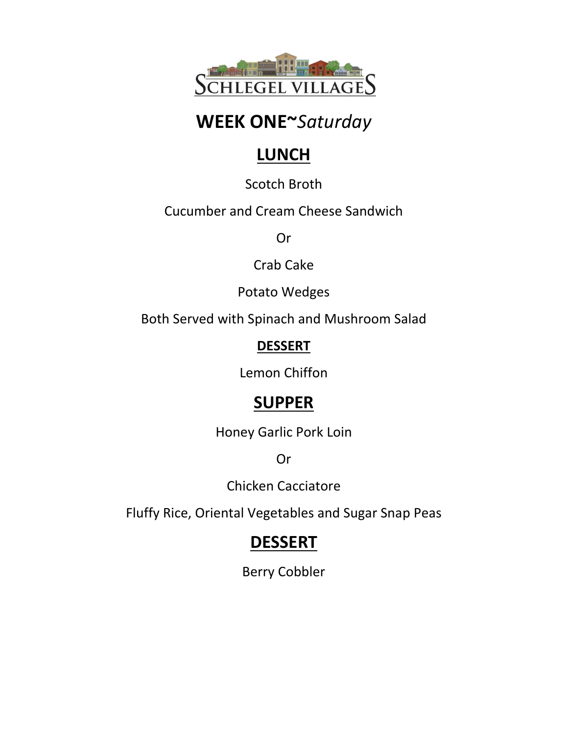SCHLEGEL VILLAGES

# WEEK ONE~*Saturday*

## LUNCH

Scotch Broth

Cucumber and Cream Cheese Sandwich

Or

Crab Cake

Potato Wedges

Both Served with Spinach and Mushroom Salad

### DESSERT

Lemon Chiffon

## SUPPER

Honey Garlic Pork Loin

Or

Chicken Cacciatore

Fluffy Rice, Oriental Vegetables and Sugar Snap Peas

## DESSERT

Berry Cobbler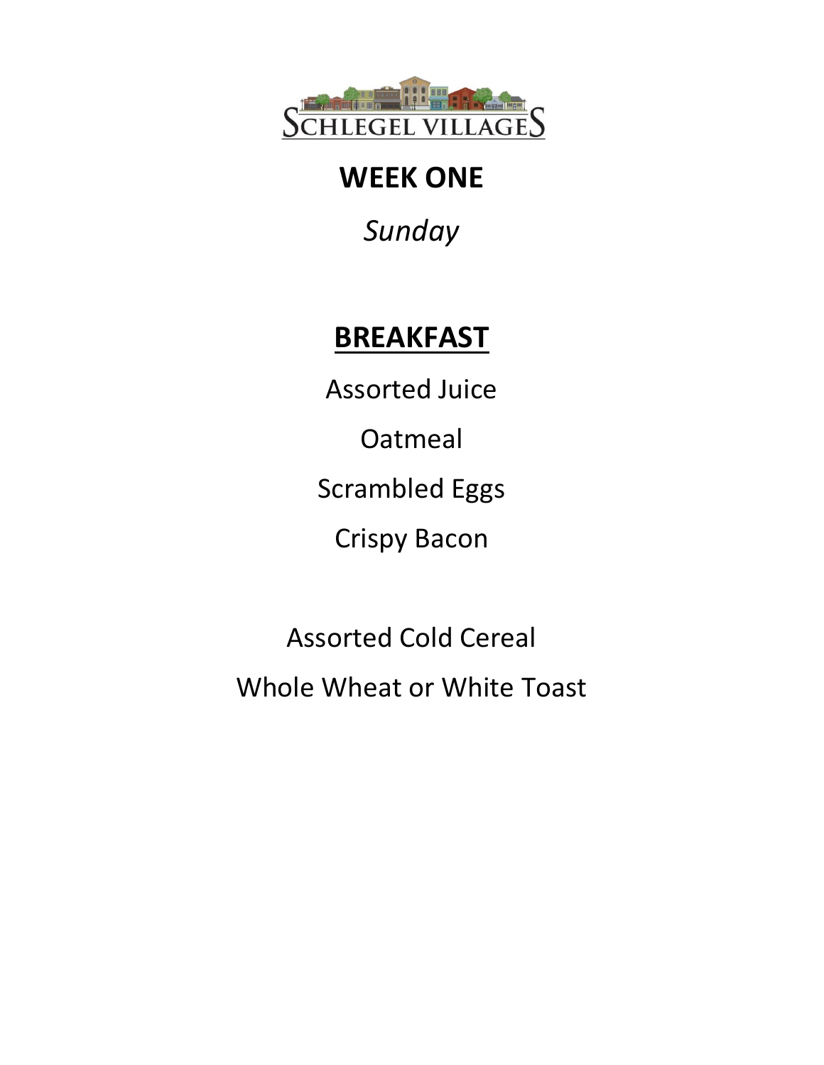SCHLEGEL VILLAGES

# WEEK ONE

*Sunday*

## BREAKFAST

Assorted Juice

Oatmeal

Scrambled Eggs

Crispy Bacon

Assorted Cold Cereal

Whole Wheat or White Toast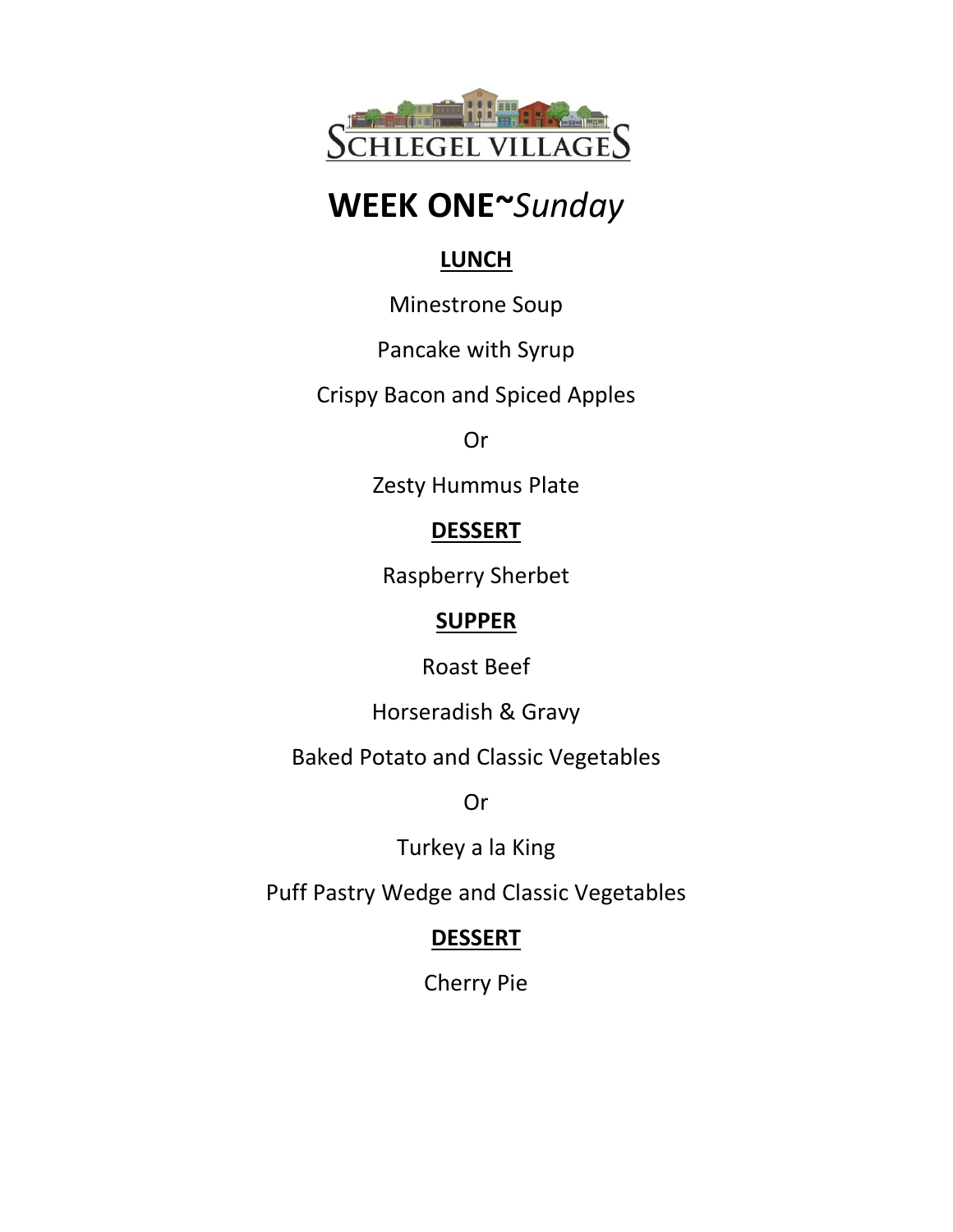SCHLEGEL VILLAGES

# WEEK ONE~*Sunday*

## LUNCH

Minestrone Soup

Pancake with Syrup

Crispy Bacon and Spiced Apples

Or

Zesty Hummus Plate

## DESSERT

Raspberry Sherbet

## SUPPER

Roast Beef

Horseradish & Gravy

Baked Potato and Classic Vegetables

Or

Turkey a la King

Puff Pastry Wedge and Classic Vegetables

## DESSERT

Cherry Pie